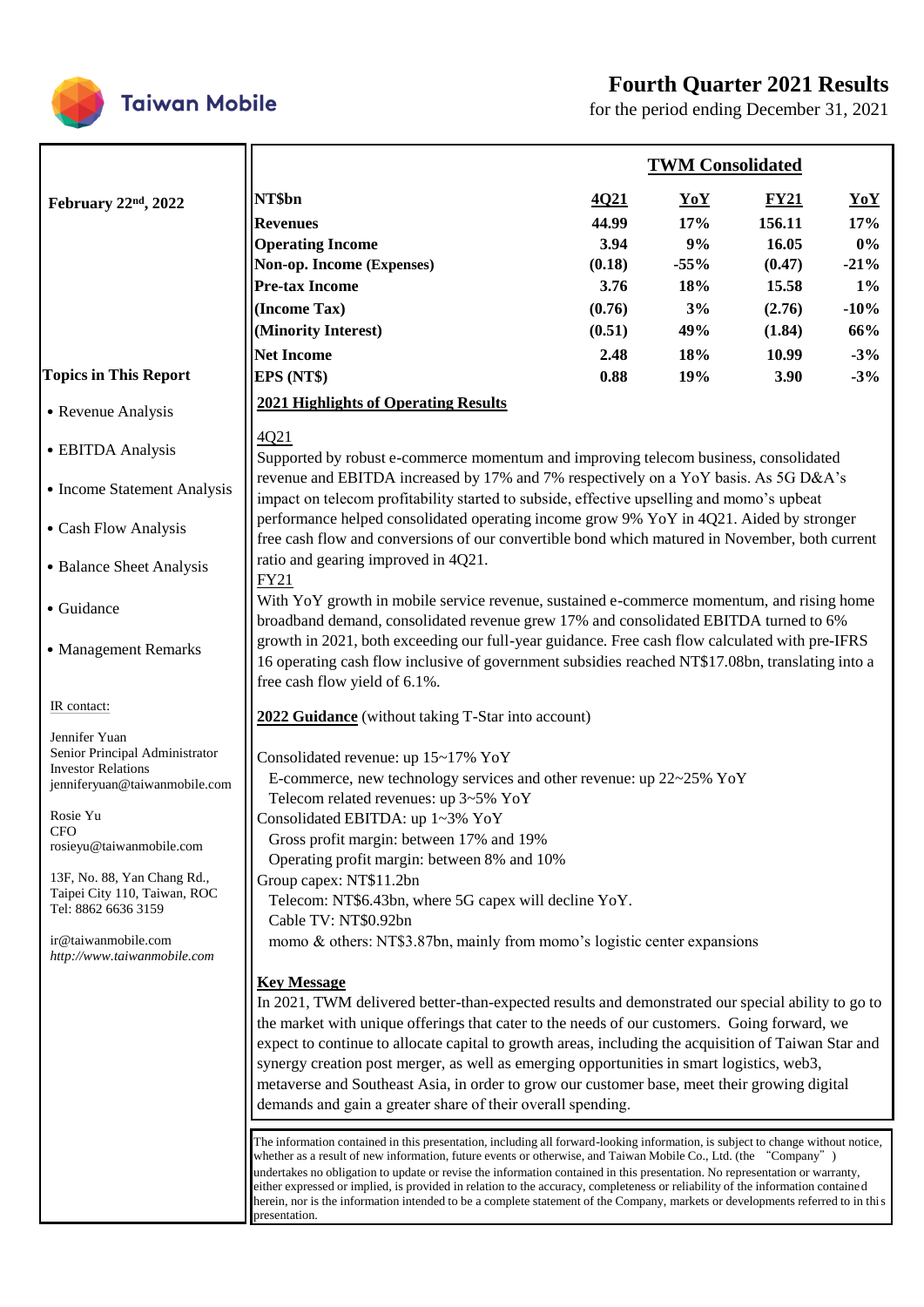# Taiwan Mobile

## Fourth Quarter 2021 Results

for the period ending December 31, 2021

**February 22nd, 2022**

| NT$bn | 4Q21 | YoY | FY21 | YoY |
|---|---|---|---|---|
| | **TWM Consolidated** | | | |
| **Revenues** | **44.99** | **17%** | **156.11** | **17%** |
| **Operating Income** | **3.94** | **9%** | **16.05** | **0%** |
| **Non-op. Income (Expenses)** | **(0.18)** | **-55%** | **(0.47)** | **-21%** |
| **Pre-tax Income** | **3.76** | **18%** | **15.58** | **1%** |
| **(Income Tax)** | **(0.76)** | **3%** | **(2.76)** | **-10%** |
| **(Minority Interest)** | **(0.51)** | **49%** | **(1.84)** | **66%** |
| **Net Income** | **2.48** | **18%** | **10.99** | **-3%** |
| **EPS (NT$)** | **0.88** | **19%** | **3.90** | **-3%** |

**Topics in This Report**

- Revenue Analysis
- EBITDA Analysis
- Income Statement Analysis
- Cash Flow Analysis
- Balance Sheet Analysis
- Guidance
- Management Remarks

IR contact:

Jennifer Yuan
Senior Principal Administrator
Investor Relations
jenniferyuan@taiwanmobile.com

Rosie Yu
CFO
rosieyu@taiwanmobile.com

13F, No. 88, Yan Chang Rd.,
Taipei City 110, Taiwan, ROC
Tel: 8862 6636 3159

ir@taiwanmobile.com
*http://www.taiwanmobile.com*

### 2021 Highlights of Operating Results

4Q21

Supported by robust e-commerce momentum and improving telecom business, consolidated revenue and EBITDA increased by 17% and 7% respectively on a YoY basis. As 5G D&A's impact on telecom profitability started to subside, effective upselling and momo's upbeat performance helped consolidated operating income grow 9% YoY in 4Q21. Aided by stronger free cash flow and conversions of our convertible bond which matured in November, both current ratio and gearing improved in 4Q21.

FY21

With YoY growth in mobile service revenue, sustained e-commerce momentum, and rising home broadband demand, consolidated revenue grew 17% and consolidated EBITDA turned to 6% growth in 2021, both exceeding our full-year guidance. Free cash flow calculated with pre-IFRS 16 operating cash flow inclusive of government subsidies reached NT$17.08bn, translating into a free cash flow yield of 6.1%.

### 2022 Guidance (without taking T-Star into account)

Consolidated revenue: up 15~17% YoY
- E-commerce, new technology services and other revenue: up 22~25% YoY
- Telecom related revenues: up 3~5% YoY

Consolidated EBITDA: up 1~3% YoY
- Gross profit margin: between 17% and 19%
- Operating profit margin: between 8% and 10%

Group capex: NT$11.2bn
- Telecom: NT$6.43bn, where 5G capex will decline YoY.
- Cable TV: NT$0.92bn
- momo & others: NT$3.87bn, mainly from momo's logistic center expansions

### Key Message

In 2021, TWM delivered better-than-expected results and demonstrated our special ability to go to the market with unique offerings that cater to the needs of our customers. Going forward, we expect to continue to allocate capital to growth areas, including the acquisition of Taiwan Star and synergy creation post merger, as well as emerging opportunities in smart logistics, web3, metaverse and Southeast Asia, in order to grow our customer base, meet their growing digital demands and gain a greater share of their overall spending.

The information contained in this presentation, including all forward-looking information, is subject to change without notice, whether as a result of new information, future events or otherwise, and Taiwan Mobile Co., Ltd. (the "Company") undertakes no obligation to update or revise the information contained in this presentation. No representation or warranty, either expressed or implied, is provided in relation to the accuracy, completeness or reliability of the information contained herein, nor is the information intended to be a complete statement of the Company, markets or developments referred to in this presentation.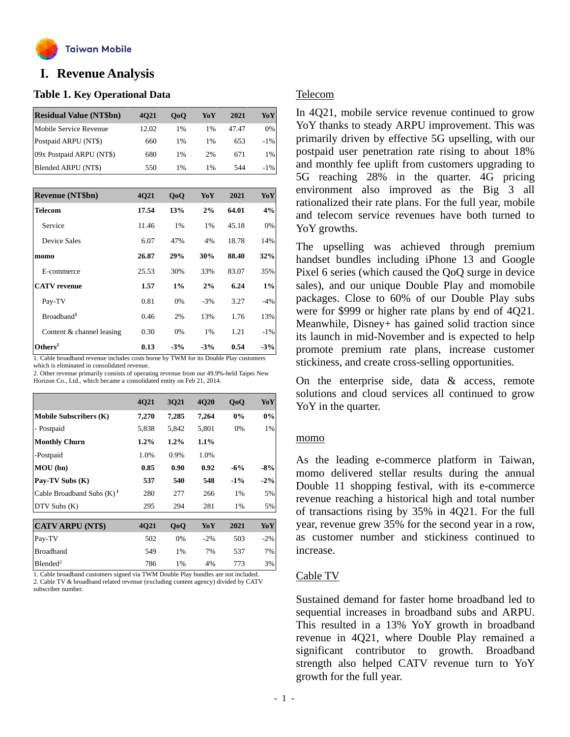# I. Revenue Analysis

## Table 1. Key Operational Data

| Residual Value (NT$bn) | 4Q21 | QoQ | YoY | 2021 | YoY |
|---|---|---|---|---|---|
| Mobile Service Revenue | 12.02 | 1% | 1% | 47.47 | 0% |
| Postpaid ARPU (NT$) | 660 | 1% | 1% | 653 | -1% |
| 09x Postpaid ARPU (NT$) | 680 | 1% | 2% | 671 | 1% |
| Blended ARPU (NT$) | 550 | 1% | 1% | 544 | -1% |

| Revenue (NT$bn) | 4Q21 | QoQ | YoY | 2021 | YoY |
|---|---|---|---|---|---|
| **Telecom** | **17.54** | **13%** | **2%** | **64.01** | **4%** |
| Service | 11.46 | 1% | 1% | 45.18 | 0% |
| Device Sales | 6.07 | 47% | 4% | 18.78 | 14% |
| **momo** | **26.87** | **29%** | **30%** | **88.40** | **32%** |
| E-commerce | 25.53 | 30% | 33% | 83.07 | 35% |
| **CATV revenue** | **1.57** | **1%** | **2%** | **6.24** | **1%** |
| Pay-TV | 0.81 | 0% | -3% | 3.27 | -4% |
| Broadband[1] | 0.46 | 2% | 13% | 1.76 | 13% |
| Content & channel leasing | 0.30 | 0% | 1% | 1.21 | -1% |
| **Others[2]** | **0.13** | **-3%** | **-3%** | **0.54** | **-3%** |

1. Cable broadband revenue includes costs borne by TWM for its Double Play customers which is eliminated in consolidated revenue.
2. Other revenue primarily consists of operating revenue from our 49.9%-held Taipei New Horizon Co., Ltd., which became a consolidated entity on Feb 21, 2014.

| | 4Q21 | 3Q21 | 4Q20 | QoQ | YoY |
|---|---|---|---|---|---|
| **Mobile Subscribers (K)** | **7,270** | **7,285** | **7,264** | **0%** | **0%** |
| - Postpaid | 5,838 | 5,842 | 5,801 | 0% | 1% |
| **Monthly Churn** | **1.2%** | **1.2%** | **1.1%** | | |
| -Postpaid | 1.0% | 0.9% | 1.0% | | |
| **MOU (bn)** | **0.85** | **0.90** | **0.92** | **-6%** | **-8%** |
| **Pay-TV Subs (K)** | **537** | **540** | **548** | **-1%** | **-2%** |
| Cable Broadband Subs (K)[1] | 280 | 277 | 266 | 1% | 5% |
| DTV Subs (K) | 295 | 294 | 281 | 1% | 5% |

| CATV ARPU (NT$) | 4Q21 | QoQ | YoY | 2021 | YoY |
|---|---|---|---|---|---|
| Pay-TV | 502 | 0% | -2% | 503 | -2% |
| Broadband | 549 | 1% | 7% | 537 | 7% |
| Blended[2] | 786 | 1% | 4% | 773 | 3% |

1. Cable broadband customers signed via TWM Double Play bundles are not included.
2. Cable TV & broadband related revenue (excluding content agency) divided by CATV subscriber number.

### Telecom

In 4Q21, mobile service revenue continued to grow YoY thanks to steady ARPU improvement. This was primarily driven by effective 5G upselling, with our postpaid user penetration rate rising to about 18% and monthly fee uplift from customers upgrading to 5G reaching 28% in the quarter. 4G pricing environment also improved as the Big 3 all rationalized their rate plans. For the full year, mobile and telecom service revenues have both turned to YoY growths.

The upselling was achieved through premium handset bundles including iPhone 13 and Google Pixel 6 series (which caused the QoQ surge in device sales), and our unique Double Play and momobile packages. Close to 60% of our Double Play subs were for $999 or higher rate plans by end of 4Q21. Meanwhile, Disney+ has gained solid traction since its launch in mid-November and is expected to help promote premium rate plans, increase customer stickiness, and create cross-selling opportunities.

On the enterprise side, data & access, remote solutions and cloud services all continued to grow YoY in the quarter.

### momo

As the leading e-commerce platform in Taiwan, momo delivered stellar results during the annual Double 11 shopping festival, with its e-commerce revenue reaching a historical high and total number of transactions rising by 35% in 4Q21. For the full year, revenue grew 35% for the second year in a row, as customer number and stickiness continued to increase.

### Cable TV

Sustained demand for faster home broadband led to sequential increases in broadband subs and ARPU. This resulted in a 13% YoY growth in broadband revenue in 4Q21, where Double Play remained a significant contributor to growth. Broadband strength also helped CATV revenue turn to YoY growth for the full year.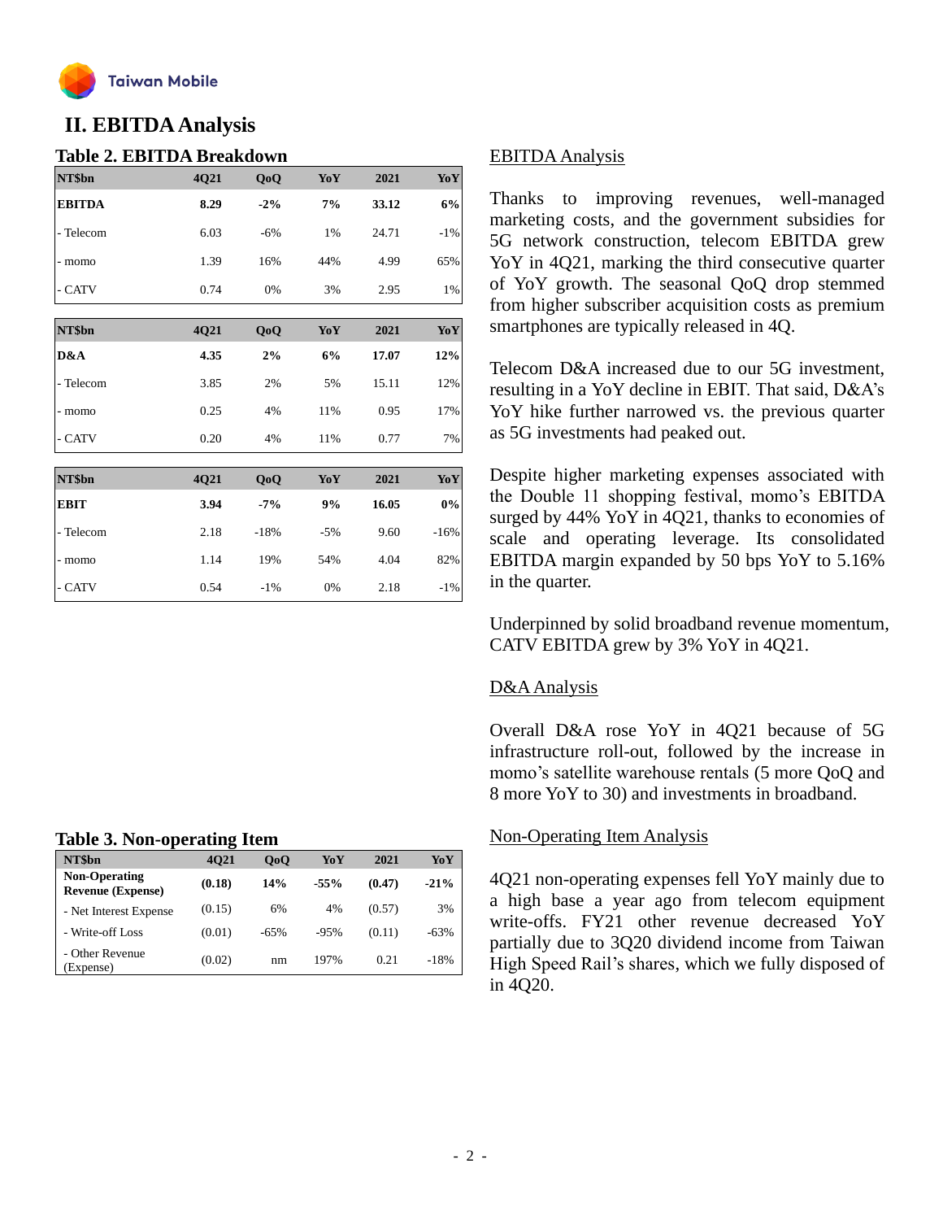## II. EBITDA Analysis

### Table 2. EBITDA Breakdown

| NT$bn | 4Q21 | QoQ | YoY | 2021 | YoY |
|---|---|---|---|---|---|
| **EBITDA** | **8.29** | **-2%** | **7%** | **33.12** | **6%** |
| - Telecom | 6.03 | -6% | 1% | 24.71 | -1% |
| - momo | 1.39 | 16% | 44% | 4.99 | 65% |
| - CATV | 0.74 | 0% | 3% | 2.95 | 1% |

| NT$bn | 4Q21 | QoQ | YoY | 2021 | YoY |
|---|---|---|---|---|---|
| **D&A** | **4.35** | **2%** | **6%** | **17.07** | **12%** |
| - Telecom | 3.85 | 2% | 5% | 15.11 | 12% |
| - momo | 0.25 | 4% | 11% | 0.95 | 17% |
| - CATV | 0.20 | 4% | 11% | 0.77 | 7% |

| NT$bn | 4Q21 | QoQ | YoY | 2021 | YoY |
|---|---|---|---|---|---|
| **EBIT** | **3.94** | **-7%** | **9%** | **16.05** | **0%** |
| - Telecom | 2.18 | -18% | -5% | 9.60 | -16% |
| - momo | 1.14 | 19% | 54% | 4.04 | 82% |
| - CATV | 0.54 | -1% | 0% | 2.18 | -1% |

### EBITDA Analysis

Thanks to improving revenues, well-managed marketing costs, and the government subsidies for 5G network construction, telecom EBITDA grew YoY in 4Q21, marking the third consecutive quarter of YoY growth. The seasonal QoQ drop stemmed from higher subscriber acquisition costs as premium smartphones are typically released in 4Q.

Telecom D&A increased due to our 5G investment, resulting in a YoY decline in EBIT. That said, D&A's YoY hike further narrowed vs. the previous quarter as 5G investments had peaked out.

Despite higher marketing expenses associated with the Double 11 shopping festival, momo's EBITDA surged by 44% YoY in 4Q21, thanks to economies of scale and operating leverage. Its consolidated EBITDA margin expanded by 50 bps YoY to 5.16% in the quarter.

Underpinned by solid broadband revenue momentum, CATV EBITDA grew by 3% YoY in 4Q21.

### D&A Analysis

Overall D&A rose YoY in 4Q21 because of 5G infrastructure roll-out, followed by the increase in momo's satellite warehouse rentals (5 more QoQ and 8 more YoY to 30) and investments in broadband.

### Table 3. Non-operating Item

| NT$bn | 4Q21 | QoQ | YoY | 2021 | YoY |
|---|---|---|---|---|---|
| **Non-Operating Revenue (Expense)** | **(0.18)** | **14%** | **-55%** | **(0.47)** | **-21%** |
| - Net Interest Expense | (0.15) | 6% | 4% | (0.57) | 3% |
| - Write-off Loss | (0.01) | -65% | -95% | (0.11) | -63% |
| - Other Revenue (Expense) | (0.02) | nm | 197% | 0.21 | -18% |

### Non-Operating Item Analysis

4Q21 non-operating expenses fell YoY mainly due to a high base a year ago from telecom equipment write-offs. FY21 other revenue decreased YoY partially due to 3Q20 dividend income from Taiwan High Speed Rail's shares, which we fully disposed of in 4Q20.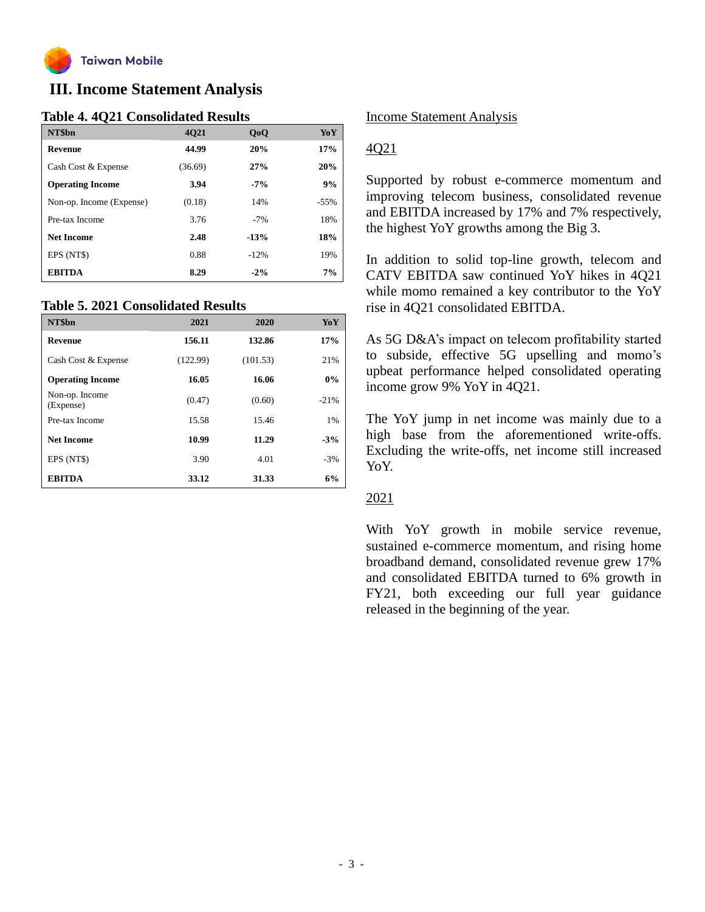# III. Income Statement Analysis

**Table 4. 4Q21 Consolidated Results**

| NT$bn | 4Q21 | QoQ | YoY |
|---|---|---|---|
| **Revenue** | **44.99** | **20%** | **17%** |
| Cash Cost & Expense | (36.69) | **27%** | **20%** |
| **Operating Income** | **3.94** | **-7%** | **9%** |
| Non-op. Income (Expense) | (0.18) | 14% | -55% |
| Pre-tax Income | 3.76 | -7% | 18% |
| **Net Income** | **2.48** | **-13%** | **18%** |
| EPS (NT$) | 0.88 | -12% | 19% |
| **EBITDA** | **8.29** | **-2%** | **7%** |

**Table 5. 2021 Consolidated Results**

| NT$bn | 2021 | 2020 | YoY |
|---|---|---|---|
| **Revenue** | **156.11** | **132.86** | **17%** |
| Cash Cost & Expense | (122.99) | (101.53) | 21% |
| **Operating Income** | **16.05** | **16.06** | **0%** |
| Non-op. Income (Expense) | (0.47) | (0.60) | -21% |
| Pre-tax Income | 15.58 | 15.46 | 1% |
| **Net Income** | **10.99** | **11.29** | **-3%** |
| EPS (NT$) | 3.90 | 4.01 | -3% |
| **EBITDA** | **33.12** | **31.33** | **6%** |

<u>Income Statement Analysis</u>

<u>4Q21</u>

Supported by robust e-commerce momentum and improving telecom business, consolidated revenue and EBITDA increased by 17% and 7% respectively, the highest YoY growths among the Big 3.

In addition to solid top-line growth, telecom and CATV EBITDA saw continued YoY hikes in 4Q21 while momo remained a key contributor to the YoY rise in 4Q21 consolidated EBITDA.

As 5G D&A's impact on telecom profitability started to subside, effective 5G upselling and momo's upbeat performance helped consolidated operating income grow 9% YoY in 4Q21.

The YoY jump in net income was mainly due to a high base from the aforementioned write-offs. Excluding the write-offs, net income still increased YoY.

<u>2021</u>

With YoY growth in mobile service revenue, sustained e-commerce momentum, and rising home broadband demand, consolidated revenue grew 17% and consolidated EBITDA turned to 6% growth in FY21, both exceeding our full year guidance released in the beginning of the year.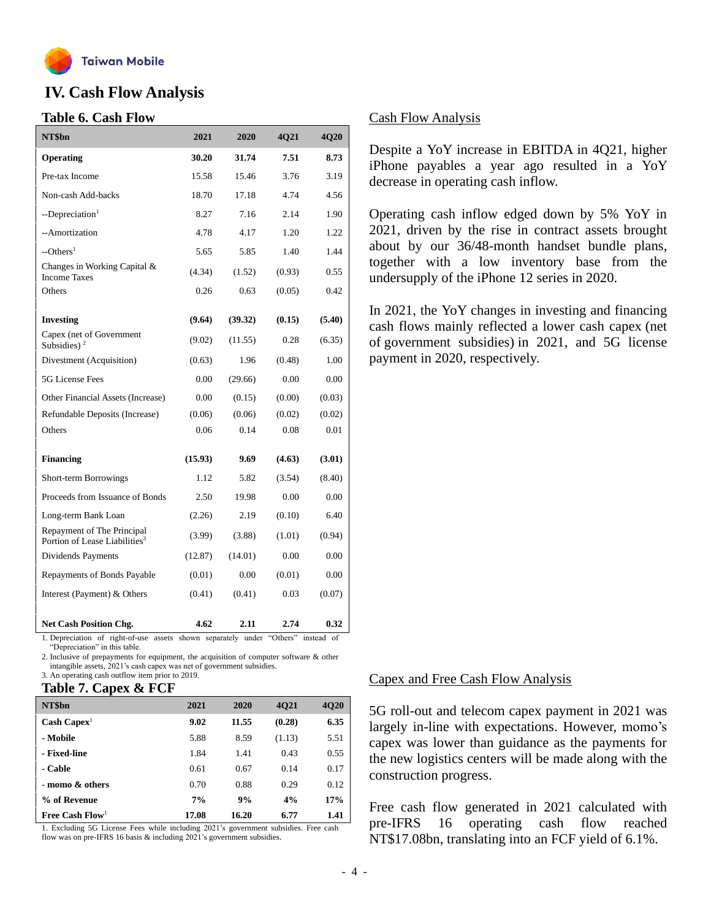# IV. Cash Flow Analysis

## Table 6. Cash Flow

| NT$bn | 2021 | 2020 | 4Q21 | 4Q20 |
|---|---|---|---|---|
| **Operating** | **30.20** | **31.74** | **7.51** | **8.73** |
| Pre-tax Income | 15.58 | 15.46 | 3.76 | 3.19 |
| Non-cash Add-backs | 18.70 | 17.18 | 4.74 | 4.56 |
| --Depreciation[1] | 8.27 | 7.16 | 2.14 | 1.90 |
| --Amortization | 4.78 | 4.17 | 1.20 | 1.22 |
| --Others[1] | 5.65 | 5.85 | 1.40 | 1.44 |
| Changes in Working Capital & Income Taxes | (4.34) | (1.52) | (0.93) | 0.55 |
| Others | 0.26 | 0.63 | (0.05) | 0.42 |
| **Investing** | **(9.64)** | **(39.32)** | **(0.15)** | **(5.40)** |
| Capex (net of Government Subsidies)[2] | (9.02) | (11.55) | 0.28 | (6.35) |
| Divestment (Acquisition) | (0.63) | 1.96 | (0.48) | 1.00 |
| 5G License Fees | 0.00 | (29.66) | 0.00 | 0.00 |
| Other Financial Assets (Increase) | 0.00 | (0.15) | (0.00) | (0.03) |
| Refundable Deposits (Increase) | (0.06) | (0.06) | (0.02) | (0.02) |
| Others | 0.06 | 0.14 | 0.08 | 0.01 |
| **Financing** | **(15.93)** | **9.69** | **(4.63)** | **(3.01)** |
| Short-term Borrowings | 1.12 | 5.82 | (3.54) | (8.40) |
| Proceeds from Issuance of Bonds | 2.50 | 19.98 | 0.00 | 0.00 |
| Long-term Bank Loan | (2.26) | 2.19 | (0.10) | 6.40 |
| Repayment of The Principal Portion of Lease Liabilities[3] | (3.99) | (3.88) | (1.01) | (0.94) |
| Dividends Payments | (12.87) | (14.01) | 0.00 | 0.00 |
| Repayments of Bonds Payable | (0.01) | 0.00 | (0.01) | 0.00 |
| Interest (Payment) & Others | (0.41) | (0.41) | 0.03 | (0.07) |
| **Net Cash Position Chg.** | **4.62** | **2.11** | **2.74** | **0.32** |

1. Depreciation of right-of-use assets shown separately under "Others" instead of "Depreciation" in this table.
2. Inclusive of prepayments for equipment, the acquisition of computer software & other intangible assets, 2021's cash capex was net of government subsidies.
3. An operating cash outflow item prior to 2019.

### Cash Flow Analysis

Despite a YoY increase in EBITDA in 4Q21, higher iPhone payables a year ago resulted in a YoY decrease in operating cash inflow.

Operating cash inflow edged down by 5% YoY in 2021, driven by the rise in contract assets brought about by our 36/48-month handset bundle plans, together with a low inventory base from the undersupply of the iPhone 12 series in 2020.

In 2021, the YoY changes in investing and financing cash flows mainly reflected a lower cash capex (net of government subsidies) in 2021, and 5G license payment in 2020, respectively.

## Table 7. Capex & FCF

| NT$bn | 2021 | 2020 | 4Q21 | 4Q20 |
|---|---|---|---|---|
| **Cash Capex**[1] | **9.02** | **11.55** | **(0.28)** | **6.35** |
| **- Mobile** | 5.88 | 8.59 | (1.13) | 5.51 |
| **- Fixed-line** | 1.84 | 1.41 | 0.43 | 0.55 |
| **- Cable** | 0.61 | 0.67 | 0.14 | 0.17 |
| **- momo & others** | 0.70 | 0.88 | 0.29 | 0.12 |
| **% of Revenue** | **7%** | **9%** | **4%** | **17%** |
| **Free Cash Flow**[1] | **17.08** | **16.20** | **6.77** | **1.41** |

1. Excluding 5G License Fees while including 2021's government subsidies. Free cash flow was on pre-IFRS 16 basis & including 2021's government subsidies.

### Capex and Free Cash Flow Analysis

5G roll-out and telecom capex payment in 2021 was largely in-line with expectations. However, momo's capex was lower than guidance as the payments for the new logistics centers will be made along with the construction progress.

Free cash flow generated in 2021 calculated with pre-IFRS 16 operating cash flow reached NT$17.08bn, translating into an FCF yield of 6.1%.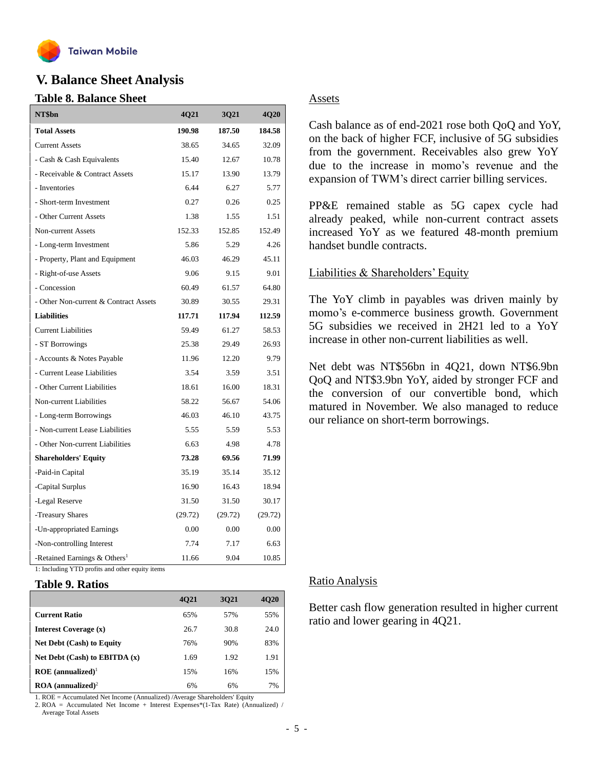# V. Balance Sheet Analysis

## Table 8. Balance Sheet

| NT$bn | 4Q21 | 3Q21 | 4Q20 |
|---|---|---|---|
| **Total Assets** | **190.98** | **187.50** | **184.58** |
| Current Assets | 38.65 | 34.65 | 32.09 |
| - Cash & Cash Equivalents | 15.40 | 12.67 | 10.78 |
| - Receivable & Contract Assets | 15.17 | 13.90 | 13.79 |
| - Inventories | 6.44 | 6.27 | 5.77 |
| - Short-term Investment | 0.27 | 0.26 | 0.25 |
| - Other Current Assets | 1.38 | 1.55 | 1.51 |
| Non-current Assets | 152.33 | 152.85 | 152.49 |
| - Long-term Investment | 5.86 | 5.29 | 4.26 |
| - Property, Plant and Equipment | 46.03 | 46.29 | 45.11 |
| - Right-of-use Assets | 9.06 | 9.15 | 9.01 |
| - Concession | 60.49 | 61.57 | 64.80 |
| - Other Non-current & Contract Assets | 30.89 | 30.55 | 29.31 |
| **Liabilities** | **117.71** | **117.94** | **112.59** |
| Current Liabilities | 59.49 | 61.27 | 58.53 |
| - ST Borrowings | 25.38 | 29.49 | 26.93 |
| - Accounts & Notes Payable | 11.96 | 12.20 | 9.79 |
| - Current Lease Liabilities | 3.54 | 3.59 | 3.51 |
| - Other Current Liabilities | 18.61 | 16.00 | 18.31 |
| Non-current Liabilities | 58.22 | 56.67 | 54.06 |
| - Long-term Borrowings | 46.03 | 46.10 | 43.75 |
| - Non-current Lease Liabilities | 5.55 | 5.59 | 5.53 |
| - Other Non-current Liabilities | 6.63 | 4.98 | 4.78 |
| **Shareholders' Equity** | **73.28** | **69.56** | **71.99** |
| -Paid-in Capital | 35.19 | 35.14 | 35.12 |
| -Capital Surplus | 16.90 | 16.43 | 18.94 |
| -Legal Reserve | 31.50 | 31.50 | 30.17 |
| -Treasury Shares | (29.72) | (29.72) | (29.72) |
| -Un-appropriated Earnings | 0.00 | 0.00 | 0.00 |
| -Non-controlling Interest | 7.74 | 7.17 | 6.63 |
| -Retained Earnings & Others[1] | 11.66 | 9.04 | 10.85 |

1: Including YTD profits and other equity items

### Assets

Cash balance as of end-2021 rose both QoQ and YoY, on the back of higher FCF, inclusive of 5G subsidies from the government. Receivables also grew YoY due to the increase in momo's revenue and the expansion of TWM's direct carrier billing services.

PP&E remained stable as 5G capex cycle had already peaked, while non-current contract assets increased YoY as we featured 48-month premium handset bundle contracts.

### Liabilities & Shareholders' Equity

The YoY climb in payables was driven mainly by momo's e-commerce business growth. Government 5G subsidies we received in 2H21 led to a YoY increase in other non-current liabilities as well.

Net debt was NT$56bn in 4Q21, down NT$6.9bn QoQ and NT$3.9bn YoY, aided by stronger FCF and the conversion of our convertible bond, which matured in November. We also managed to reduce our reliance on short-term borrowings.

## Table 9. Ratios

| | 4Q21 | 3Q21 | 4Q20 |
|---|---|---|---|
| **Current Ratio** | 65% | 57% | 55% |
| **Interest Coverage (x)** | 26.7 | 30.8 | 24.0 |
| **Net Debt (Cash) to Equity** | 76% | 90% | 83% |
| **Net Debt (Cash) to EBITDA (x)** | 1.69 | 1.92 | 1.91 |
| **ROE (annualized)**[1] | 15% | 16% | 15% |
| **ROA (annualized)**[2] | 6% | 6% | 7% |

1. ROE = Accumulated Net Income (Annualized) /Average Shareholders' Equity
2. ROA = Accumulated Net Income + Interest Expenses*(1-Tax Rate) (Annualized) / Average Total Assets

### Ratio Analysis

Better cash flow generation resulted in higher current ratio and lower gearing in 4Q21.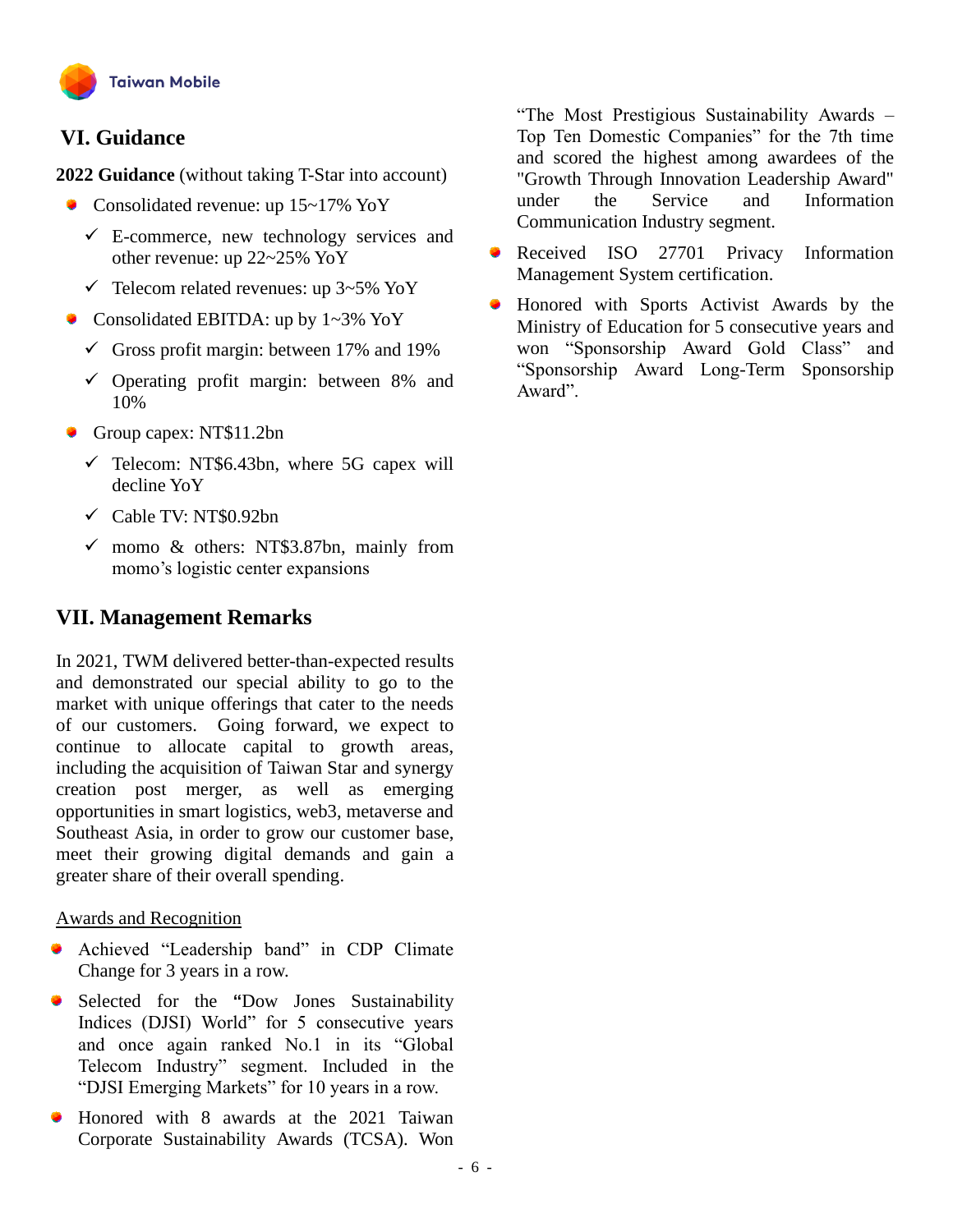## VI. Guidance

**2022 Guidance** (without taking T-Star into account)

- Consolidated revenue: up 15~17% YoY
  - ✓ E-commerce, new technology services and other revenue: up 22~25% YoY
  - ✓ Telecom related revenues: up 3~5% YoY
- Consolidated EBITDA: up by 1~3% YoY
  - ✓ Gross profit margin: between 17% and 19%
  - ✓ Operating profit margin: between 8% and 10%
- Group capex: NT$11.2bn
  - ✓ Telecom: NT$6.43bn, where 5G capex will decline YoY
  - ✓ Cable TV: NT$0.92bn
  - ✓ momo & others: NT$3.87bn, mainly from momo's logistic center expansions

## VII. Management Remarks

In 2021, TWM delivered better-than-expected results and demonstrated our special ability to go to the market with unique offerings that cater to the needs of our customers. Going forward, we expect to continue to allocate capital to growth areas, including the acquisition of Taiwan Star and synergy creation post merger, as well as emerging opportunities in smart logistics, web3, metaverse and Southeast Asia, in order to grow our customer base, meet their growing digital demands and gain a greater share of their overall spending.

Awards and Recognition

- Achieved "Leadership band" in CDP Climate Change for 3 years in a row.
- Selected for the **"**Dow Jones Sustainability Indices (DJSI) World" for 5 consecutive years and once again ranked No.1 in its "Global Telecom Industry" segment. Included in the "DJSI Emerging Markets" for 10 years in a row.
- Honored with 8 awards at the 2021 Taiwan Corporate Sustainability Awards (TCSA). Won "The Most Prestigious Sustainability Awards – Top Ten Domestic Companies" for the 7th time and scored the highest among awardees of the "Growth Through Innovation Leadership Award" under the Service and Information Communication Industry segment.
- Received ISO 27701 Privacy Information Management System certification.
- Honored with Sports Activist Awards by the Ministry of Education for 5 consecutive years and won "Sponsorship Award Gold Class" and "Sponsorship Award Long-Term Sponsorship Award".